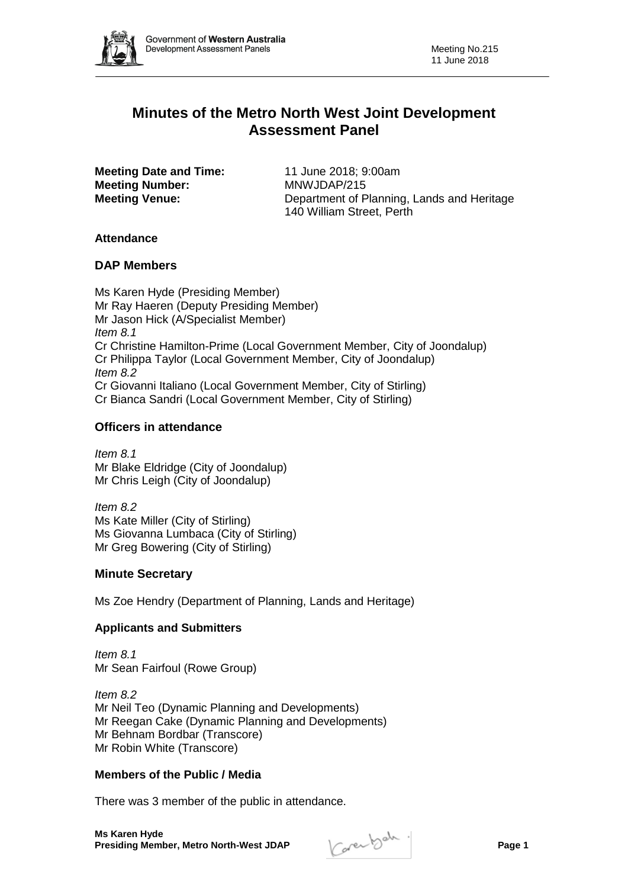# Minutes of the Metro North West Joint Development Assessment Panel

**Meeting Date and Time:** 11 June 2018; 9:00am
**Meeting Number:** MNWJDAP/215
**Meeting Venue:** Department of Planning, Lands and Heritage
140 William Street, Perth

## Attendance

### DAP Members

Ms Karen Hyde (Presiding Member)
Mr Ray Haeren (Deputy Presiding Member)
Mr Jason Hick (A/Specialist Member)
*Item 8.1*
Cr Christine Hamilton-Prime (Local Government Member, City of Joondalup)
Cr Philippa Taylor (Local Government Member, City of Joondalup)
*Item 8.2*
Cr Giovanni Italiano (Local Government Member, City of Stirling)
Cr Bianca Sandri (Local Government Member, City of Stirling)

### Officers in attendance

*Item 8.1*
Mr Blake Eldridge (City of Joondalup)
Mr Chris Leigh (City of Joondalup)

*Item 8.2*
Ms Kate Miller (City of Stirling)
Ms Giovanna Lumbaca (City of Stirling)
Mr Greg Bowering (City of Stirling)

### Minute Secretary

Ms Zoe Hendry (Department of Planning, Lands and Heritage)

### Applicants and Submitters

*Item 8.1*
Mr Sean Fairfoul (Rowe Group)

*Item 8.2*
Mr Neil Teo (Dynamic Planning and Developments)
Mr Reegan Cake (Dynamic Planning and Developments)
Mr Behnam Bordbar (Transcore)
Mr Robin White (Transcore)

### Members of the Public / Media

There was 3 member of the public in attendance.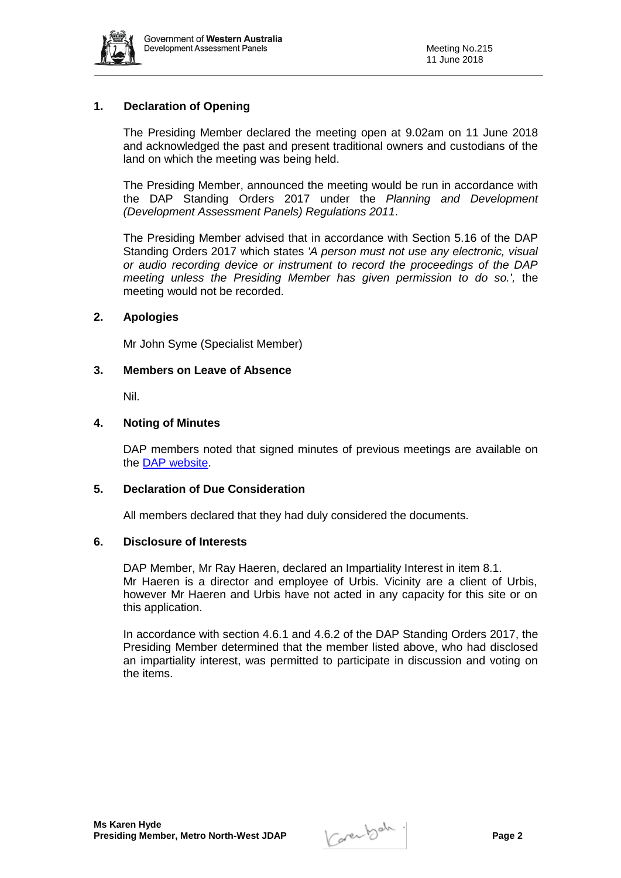## 1. Declaration of Opening

The Presiding Member declared the meeting open at 9.02am on 11 June 2018 and acknowledged the past and present traditional owners and custodians of the land on which the meeting was being held.

The Presiding Member, announced the meeting would be run in accordance with the DAP Standing Orders 2017 under the *Planning and Development (Development Assessment Panels) Regulations 2011*.

The Presiding Member advised that in accordance with Section 5.16 of the DAP Standing Orders 2017 which states *'A person must not use any electronic, visual or audio recording device or instrument to record the proceedings of the DAP meeting unless the Presiding Member has given permission to do so.'*, the meeting would not be recorded.

## 2. Apologies

Mr John Syme (Specialist Member)

## 3. Members on Leave of Absence

Nil.

## 4. Noting of Minutes

DAP members noted that signed minutes of previous meetings are available on the DAP website.

## 5. Declaration of Due Consideration

All members declared that they had duly considered the documents.

## 6. Disclosure of Interests

DAP Member, Mr Ray Haeren, declared an Impartiality Interest in item 8.1. Mr Haeren is a director and employee of Urbis. Vicinity are a client of Urbis, however Mr Haeren and Urbis have not acted in any capacity for this site or on this application.

In accordance with section 4.6.1 and 4.6.2 of the DAP Standing Orders 2017, the Presiding Member determined that the member listed above, who had disclosed an impartiality interest, was permitted to participate in discussion and voting on the items.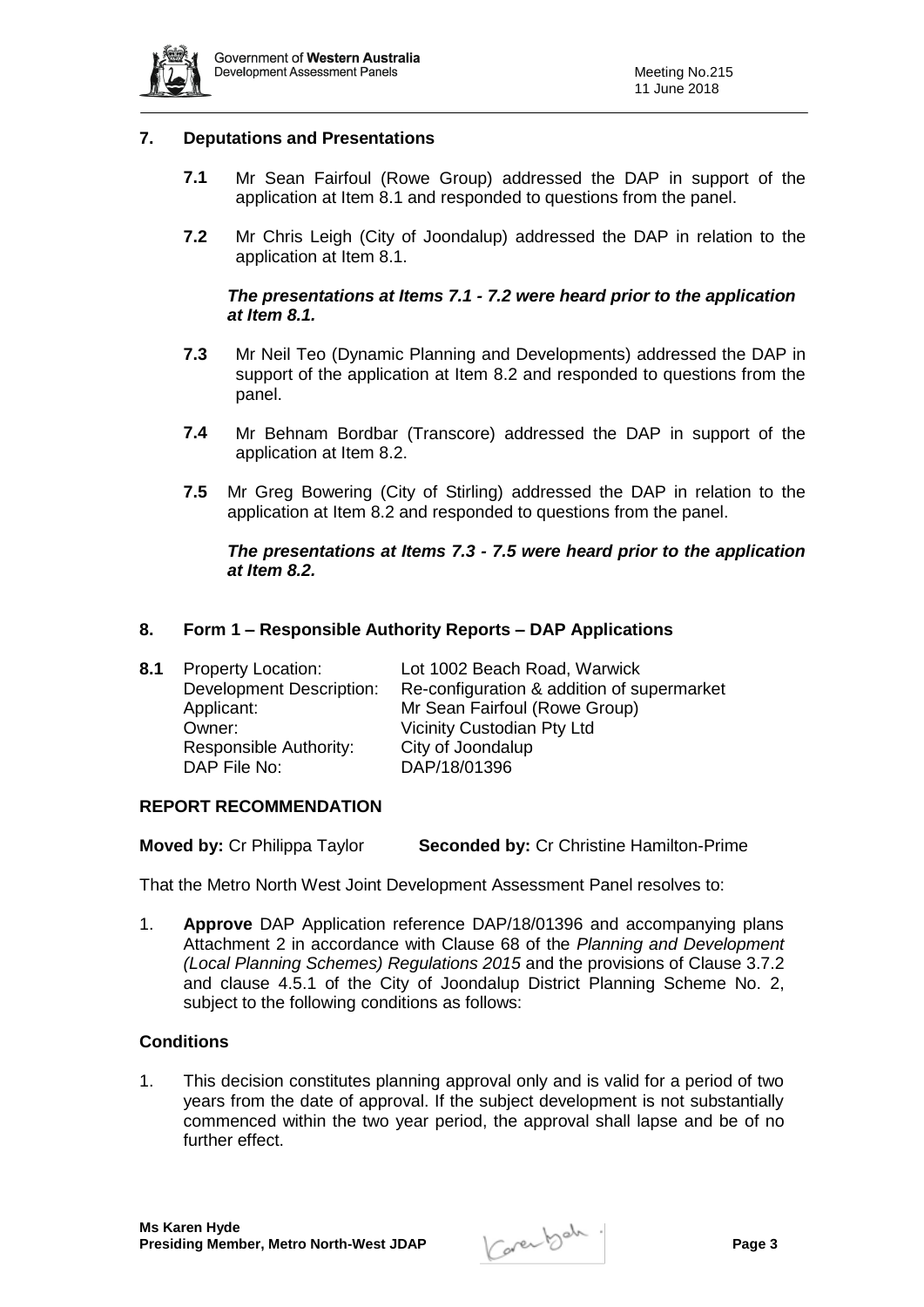## 7. Deputations and Presentations

**7.1** Mr Sean Fairfoul (Rowe Group) addressed the DAP in support of the application at Item 8.1 and responded to questions from the panel.

**7.2** Mr Chris Leigh (City of Joondalup) addressed the DAP in relation to the application at Item 8.1.

***The presentations at Items 7.1 - 7.2 were heard prior to the application at Item 8.1.***

**7.3** Mr Neil Teo (Dynamic Planning and Developments) addressed the DAP in support of the application at Item 8.2 and responded to questions from the panel.

**7.4** Mr Behnam Bordbar (Transcore) addressed the DAP in support of the application at Item 8.2.

**7.5** Mr Greg Bowering (City of Stirling) addressed the DAP in relation to the application at Item 8.2 and responded to questions from the panel.

***The presentations at Items 7.3 - 7.5 were heard prior to the application at Item 8.2.***

## 8. Form 1 – Responsible Authority Reports – DAP Applications

**8.1**

| | |
|---|---|
| Property Location: | Lot 1002 Beach Road, Warwick |
| Development Description: | Re-configuration & addition of supermarket |
| Applicant: | Mr Sean Fairfoul (Rowe Group) |
| Owner: | Vicinity Custodian Pty Ltd |
| Responsible Authority: | City of Joondalup |
| DAP File No: | DAP/18/01396 |

### REPORT RECOMMENDATION

**Moved by:** Cr Philippa Taylor **Seconded by:** Cr Christine Hamilton-Prime

That the Metro North West Joint Development Assessment Panel resolves to:

1. **Approve** DAP Application reference DAP/18/01396 and accompanying plans Attachment 2 in accordance with Clause 68 of the *Planning and Development (Local Planning Schemes) Regulations 2015* and the provisions of Clause 3.7.2 and clause 4.5.1 of the City of Joondalup District Planning Scheme No. 2, subject to the following conditions as follows:

### Conditions

1. This decision constitutes planning approval only and is valid for a period of two years from the date of approval. If the subject development is not substantially commenced within the two year period, the approval shall lapse and be of no further effect.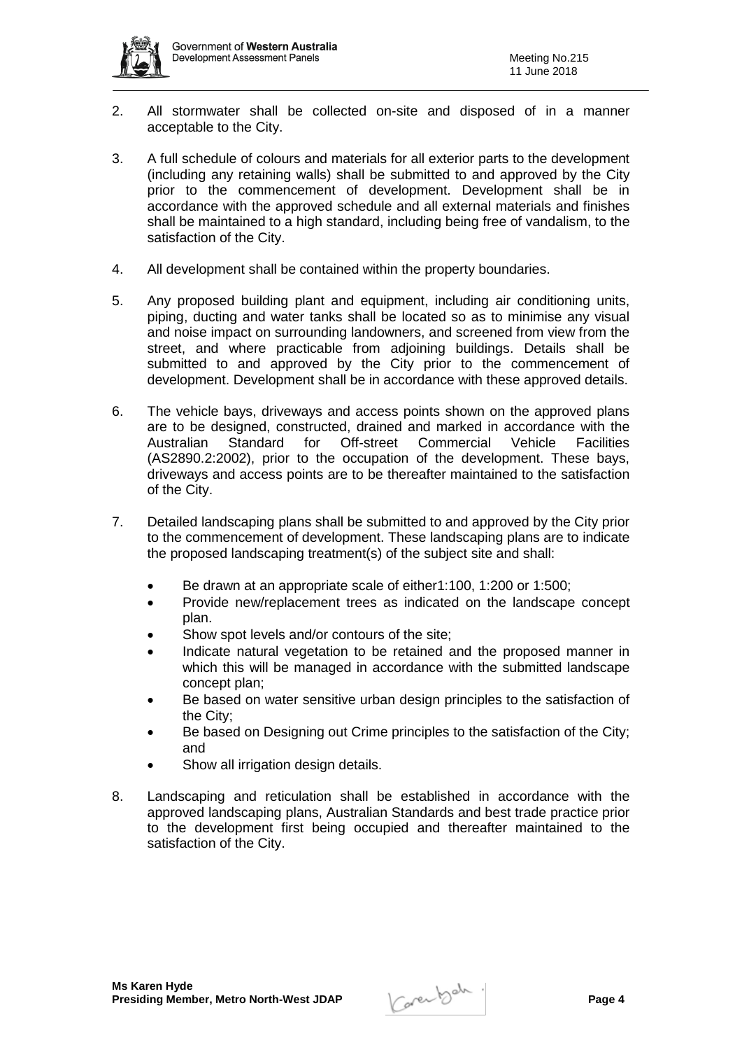2. All stormwater shall be collected on-site and disposed of in a manner acceptable to the City.

3. A full schedule of colours and materials for all exterior parts to the development (including any retaining walls) shall be submitted to and approved by the City prior to the commencement of development. Development shall be in accordance with the approved schedule and all external materials and finishes shall be maintained to a high standard, including being free of vandalism, to the satisfaction of the City.

4. All development shall be contained within the property boundaries.

5. Any proposed building plant and equipment, including air conditioning units, piping, ducting and water tanks shall be located so as to minimise any visual and noise impact on surrounding landowners, and screened from view from the street, and where practicable from adjoining buildings. Details shall be submitted to and approved by the City prior to the commencement of development. Development shall be in accordance with these approved details.

6. The vehicle bays, driveways and access points shown on the approved plans are to be designed, constructed, drained and marked in accordance with the Australian Standard for Off-street Commercial Vehicle Facilities (AS2890.2:2002), prior to the occupation of the development. These bays, driveways and access points are to be thereafter maintained to the satisfaction of the City.

7. Detailed landscaping plans shall be submitted to and approved by the City prior to the commencement of development. These landscaping plans are to indicate the proposed landscaping treatment(s) of the subject site and shall:

   - Be drawn at an appropriate scale of either1:100, 1:200 or 1:500;
   - Provide new/replacement trees as indicated on the landscape concept plan.
   - Show spot levels and/or contours of the site;
   - Indicate natural vegetation to be retained and the proposed manner in which this will be managed in accordance with the submitted landscape concept plan;
   - Be based on water sensitive urban design principles to the satisfaction of the City;
   - Be based on Designing out Crime principles to the satisfaction of the City; and
   - Show all irrigation design details.

8. Landscaping and reticulation shall be established in accordance with the approved landscaping plans, Australian Standards and best trade practice prior to the development first being occupied and thereafter maintained to the satisfaction of the City.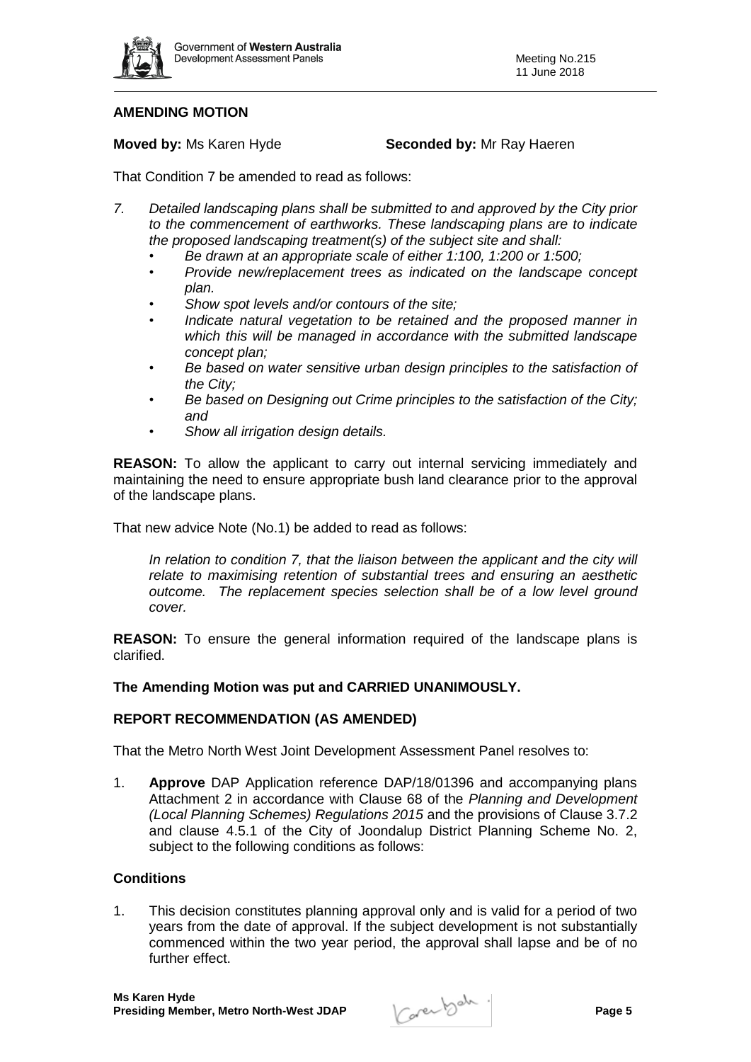## AMENDING MOTION

**Moved by:** Ms Karen Hyde **Seconded by:** Mr Ray Haeren

That Condition 7 be amended to read as follows:

*7. Detailed landscaping plans shall be submitted to and approved by the City prior to the commencement of earthworks. These landscaping plans are to indicate the proposed landscaping treatment(s) of the subject site and shall:*

- *Be drawn at an appropriate scale of either 1:100, 1:200 or 1:500;*
- *Provide new/replacement trees as indicated on the landscape concept plan.*
- *Show spot levels and/or contours of the site;*
- *Indicate natural vegetation to be retained and the proposed manner in which this will be managed in accordance with the submitted landscape concept plan;*
- *Be based on water sensitive urban design principles to the satisfaction of the City;*
- *Be based on Designing out Crime principles to the satisfaction of the City; and*
- *Show all irrigation design details.*

**REASON:** To allow the applicant to carry out internal servicing immediately and maintaining the need to ensure appropriate bush land clearance prior to the approval of the landscape plans.

That new advice Note (No.1) be added to read as follows:

> *In relation to condition 7, that the liaison between the applicant and the city will relate to maximising retention of substantial trees and ensuring an aesthetic outcome. The replacement species selection shall be of a low level ground cover.*

**REASON:** To ensure the general information required of the landscape plans is clarified.

**The Amending Motion was put and CARRIED UNANIMOUSLY.**

## REPORT RECOMMENDATION (AS AMENDED)

That the Metro North West Joint Development Assessment Panel resolves to:

1. **Approve** DAP Application reference DAP/18/01396 and accompanying plans Attachment 2 in accordance with Clause 68 of the *Planning and Development (Local Planning Schemes) Regulations 2015* and the provisions of Clause 3.7.2 and clause 4.5.1 of the City of Joondalup District Planning Scheme No. 2, subject to the following conditions as follows:

### Conditions

1. This decision constitutes planning approval only and is valid for a period of two years from the date of approval. If the subject development is not substantially commenced within the two year period, the approval shall lapse and be of no further effect.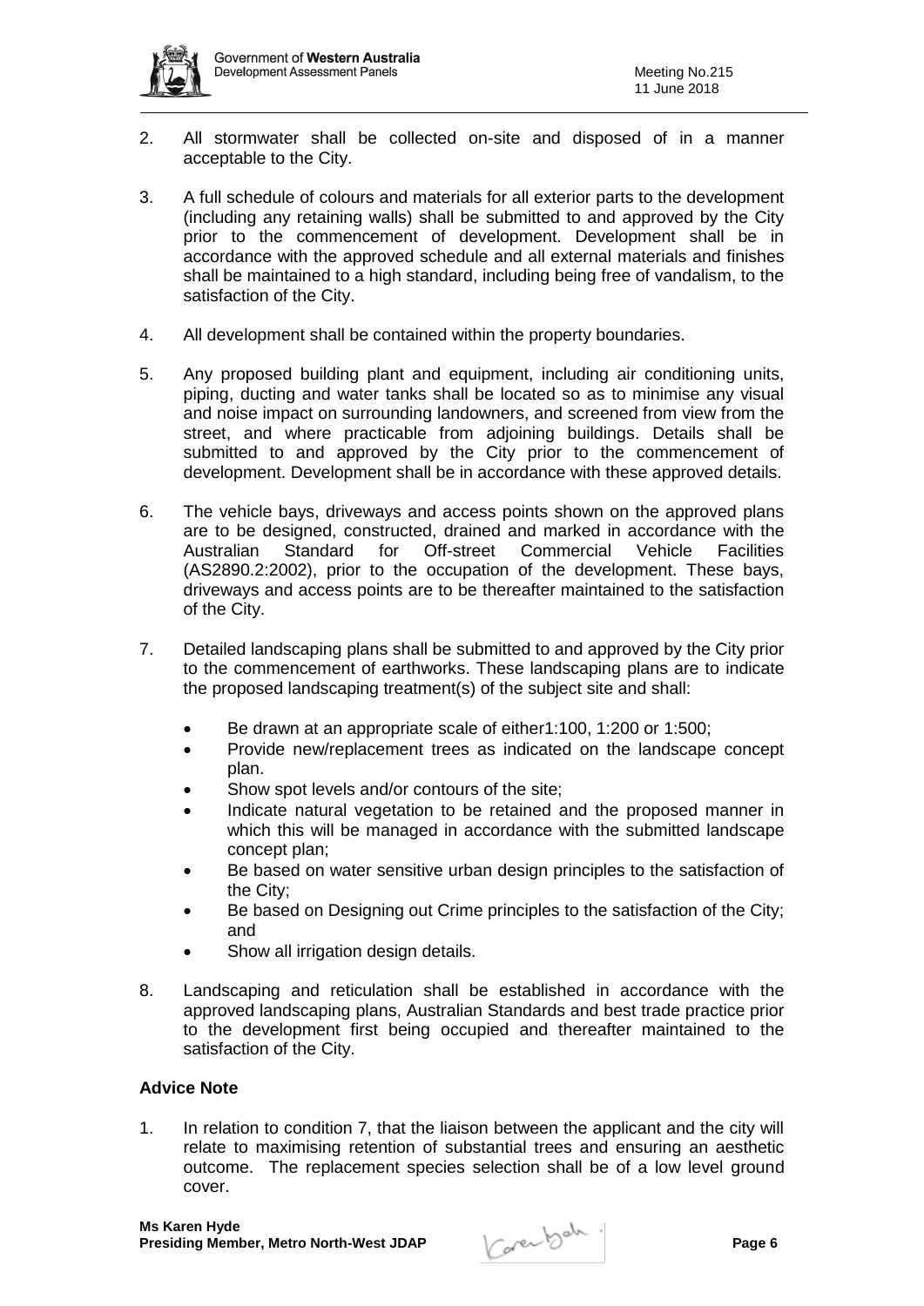2. All stormwater shall be collected on-site and disposed of in a manner acceptable to the City.

3. A full schedule of colours and materials for all exterior parts to the development (including any retaining walls) shall be submitted to and approved by the City prior to the commencement of development. Development shall be in accordance with the approved schedule and all external materials and finishes shall be maintained to a high standard, including being free of vandalism, to the satisfaction of the City.

4. All development shall be contained within the property boundaries.

5. Any proposed building plant and equipment, including air conditioning units, piping, ducting and water tanks shall be located so as to minimise any visual and noise impact on surrounding landowners, and screened from view from the street, and where practicable from adjoining buildings. Details shall be submitted to and approved by the City prior to the commencement of development. Development shall be in accordance with these approved details.

6. The vehicle bays, driveways and access points shown on the approved plans are to be designed, constructed, drained and marked in accordance with the Australian Standard for Off-street Commercial Vehicle Facilities (AS2890.2:2002), prior to the occupation of the development. These bays, driveways and access points are to be thereafter maintained to the satisfaction of the City.

7. Detailed landscaping plans shall be submitted to and approved by the City prior to the commencement of earthworks. These landscaping plans are to indicate the proposed landscaping treatment(s) of the subject site and shall:

   - Be drawn at an appropriate scale of either1:100, 1:200 or 1:500;
   - Provide new/replacement trees as indicated on the landscape concept plan.
   - Show spot levels and/or contours of the site;
   - Indicate natural vegetation to be retained and the proposed manner in which this will be managed in accordance with the submitted landscape concept plan;
   - Be based on water sensitive urban design principles to the satisfaction of the City;
   - Be based on Designing out Crime principles to the satisfaction of the City; and
   - Show all irrigation design details.

8. Landscaping and reticulation shall be established in accordance with the approved landscaping plans, Australian Standards and best trade practice prior to the development first being occupied and thereafter maintained to the satisfaction of the City.

**Advice Note**

1. In relation to condition 7, that the liaison between the applicant and the city will relate to maximising retention of substantial trees and ensuring an aesthetic outcome. The replacement species selection shall be of a low level ground cover.

**Ms Karen Hyde**
**Presiding Member, Metro North-West JDAP**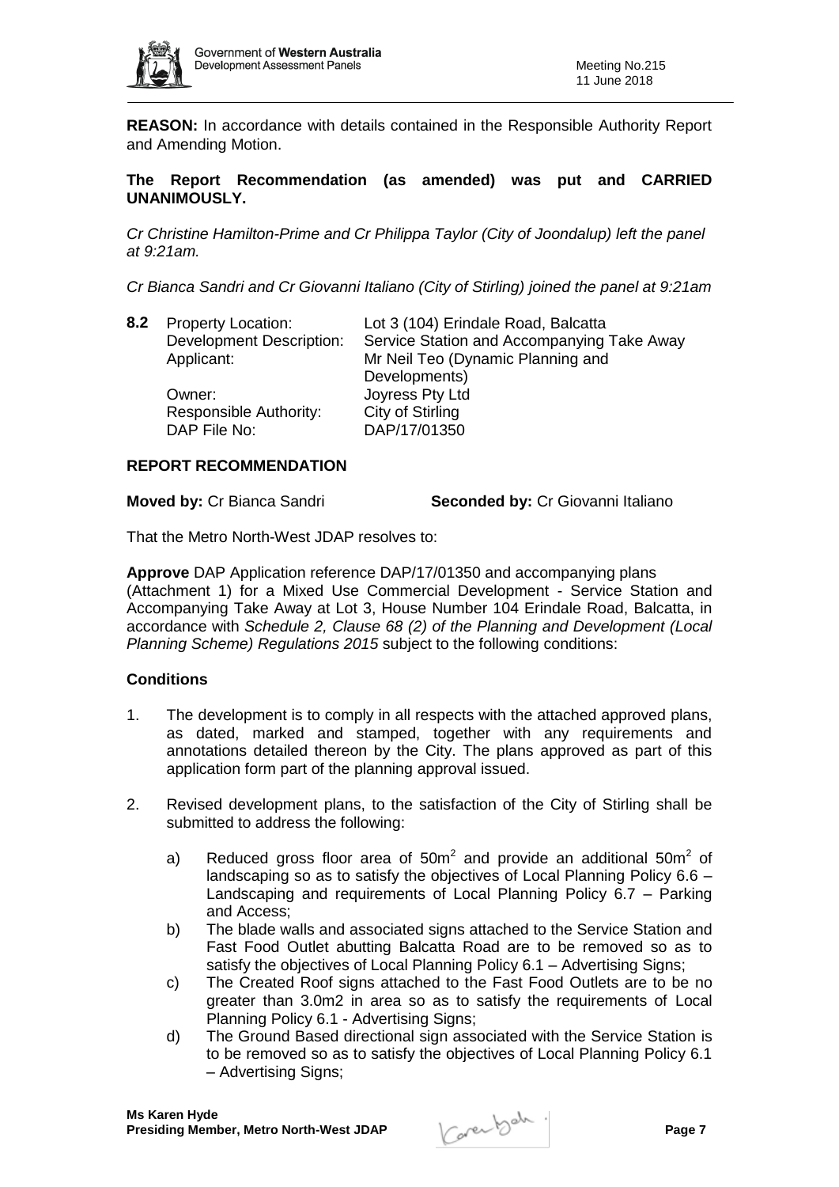**REASON:** In accordance with details contained in the Responsible Authority Report and Amending Motion.

**The Report Recommendation (as amended) was put and CARRIED UNANIMOUSLY.**

*Cr Christine Hamilton-Prime and Cr Philippa Taylor (City of Joondalup) left the panel at 9:21am.*

*Cr Bianca Sandri and Cr Giovanni Italiano (City of Stirling) joined the panel at 9:21am*

| **8.2** | Property Location: | Lot 3 (104) Erindale Road, Balcatta |
|---|---|---|
| | Development Description: | Service Station and Accompanying Take Away |
| | Applicant: | Mr Neil Teo (Dynamic Planning and Developments) |
| | Owner: | Joyress Pty Ltd |
| | Responsible Authority: | City of Stirling |
| | DAP File No: | DAP/17/01350 |

**REPORT RECOMMENDATION**

**Moved by:** Cr Bianca Sandri **Seconded by:** Cr Giovanni Italiano

That the Metro North-West JDAP resolves to:

**Approve** DAP Application reference DAP/17/01350 and accompanying plans (Attachment 1) for a Mixed Use Commercial Development - Service Station and Accompanying Take Away at Lot 3, House Number 104 Erindale Road, Balcatta, in accordance with *Schedule 2, Clause 68 (2) of the Planning and Development (Local Planning Scheme) Regulations 2015* subject to the following conditions:

**Conditions**

1. The development is to comply in all respects with the attached approved plans, as dated, marked and stamped, together with any requirements and annotations detailed thereon by the City. The plans approved as part of this application form part of the planning approval issued.

2. Revised development plans, to the satisfaction of the City of Stirling shall be submitted to address the following:

   a) Reduced gross floor area of $50m^2$ and provide an additional $50m^2$ of landscaping so as to satisfy the objectives of Local Planning Policy 6.6 – Landscaping and requirements of Local Planning Policy 6.7 – Parking and Access;

   b) The blade walls and associated signs attached to the Service Station and Fast Food Outlet abutting Balcatta Road are to be removed so as to satisfy the objectives of Local Planning Policy 6.1 – Advertising Signs;

   c) The Created Roof signs attached to the Fast Food Outlets are to be no greater than 3.0m2 in area so as to satisfy the requirements of Local Planning Policy 6.1 - Advertising Signs;

   d) The Ground Based directional sign associated with the Service Station is to be removed so as to satisfy the objectives of Local Planning Policy 6.1 – Advertising Signs;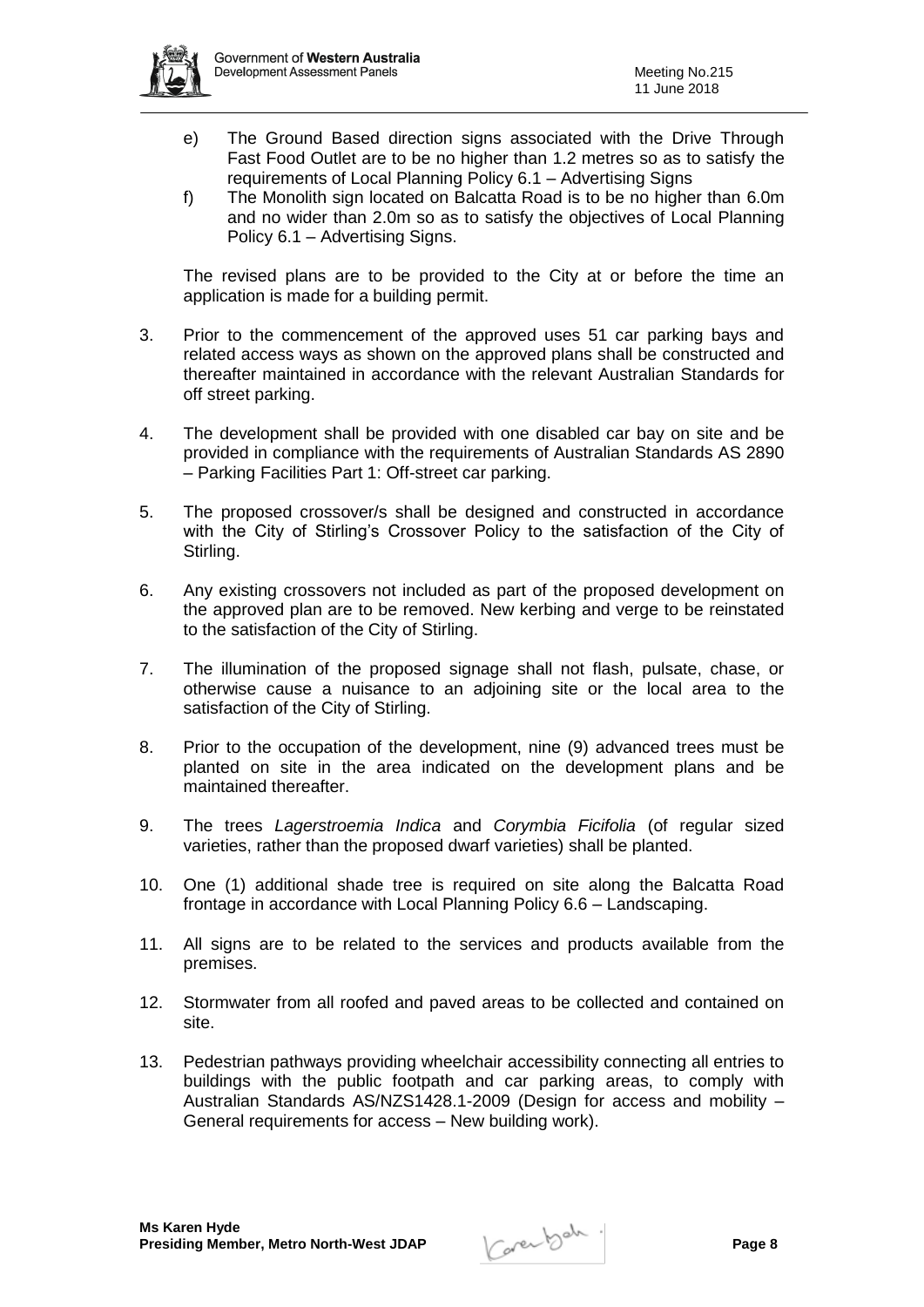e) The Ground Based direction signs associated with the Drive Through Fast Food Outlet are to be no higher than 1.2 metres so as to satisfy the requirements of Local Planning Policy 6.1 – Advertising Signs

f) The Monolith sign located on Balcatta Road is to be no higher than 6.0m and no wider than 2.0m so as to satisfy the objectives of Local Planning Policy 6.1 – Advertising Signs.

The revised plans are to be provided to the City at or before the time an application is made for a building permit.

3. Prior to the commencement of the approved uses 51 car parking bays and related access ways as shown on the approved plans shall be constructed and thereafter maintained in accordance with the relevant Australian Standards for off street parking.

4. The development shall be provided with one disabled car bay on site and be provided in compliance with the requirements of Australian Standards AS 2890 – Parking Facilities Part 1: Off-street car parking.

5. The proposed crossover/s shall be designed and constructed in accordance with the City of Stirling's Crossover Policy to the satisfaction of the City of Stirling.

6. Any existing crossovers not included as part of the proposed development on the approved plan are to be removed. New kerbing and verge to be reinstated to the satisfaction of the City of Stirling.

7. The illumination of the proposed signage shall not flash, pulsate, chase, or otherwise cause a nuisance to an adjoining site or the local area to the satisfaction of the City of Stirling.

8. Prior to the occupation of the development, nine (9) advanced trees must be planted on site in the area indicated on the development plans and be maintained thereafter.

9. The trees *Lagerstroemia Indica* and *Corymbia Ficifolia* (of regular sized varieties, rather than the proposed dwarf varieties) shall be planted.

10. One (1) additional shade tree is required on site along the Balcatta Road frontage in accordance with Local Planning Policy 6.6 – Landscaping.

11. All signs are to be related to the services and products available from the premises.

12. Stormwater from all roofed and paved areas to be collected and contained on site.

13. Pedestrian pathways providing wheelchair accessibility connecting all entries to buildings with the public footpath and car parking areas, to comply with Australian Standards AS/NZS1428.1-2009 (Design for access and mobility – General requirements for access – New building work).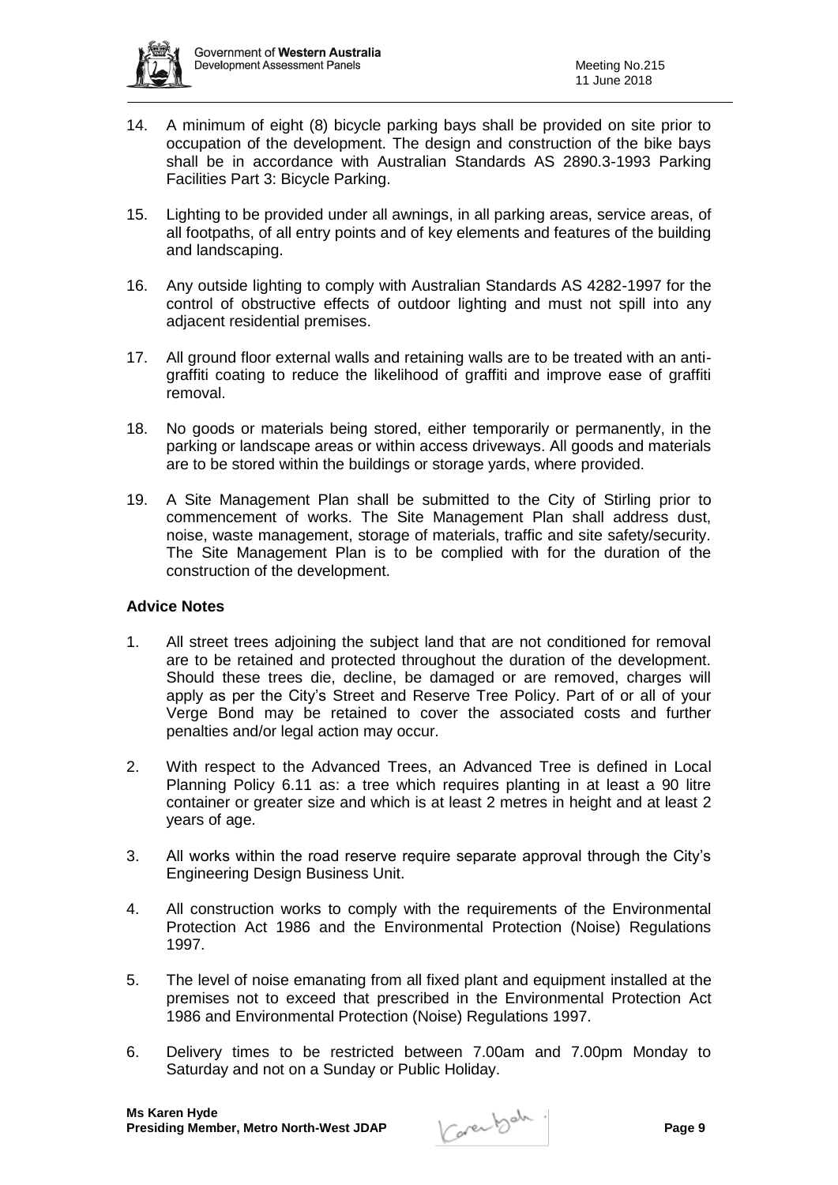14. A minimum of eight (8) bicycle parking bays shall be provided on site prior to occupation of the development. The design and construction of the bike bays shall be in accordance with Australian Standards AS 2890.3-1993 Parking Facilities Part 3: Bicycle Parking.

15. Lighting to be provided under all awnings, in all parking areas, service areas, of all footpaths, of all entry points and of key elements and features of the building and landscaping.

16. Any outside lighting to comply with Australian Standards AS 4282-1997 for the control of obstructive effects of outdoor lighting and must not spill into any adjacent residential premises.

17. All ground floor external walls and retaining walls are to be treated with an anti-graffiti coating to reduce the likelihood of graffiti and improve ease of graffiti removal.

18. No goods or materials being stored, either temporarily or permanently, in the parking or landscape areas or within access driveways. All goods and materials are to be stored within the buildings or storage yards, where provided.

19. A Site Management Plan shall be submitted to the City of Stirling prior to commencement of works. The Site Management Plan shall address dust, noise, waste management, storage of materials, traffic and site safety/security. The Site Management Plan is to be complied with for the duration of the construction of the development.

**Advice Notes**

1. All street trees adjoining the subject land that are not conditioned for removal are to be retained and protected throughout the duration of the development. Should these trees die, decline, be damaged or are removed, charges will apply as per the City's Street and Reserve Tree Policy. Part of or all of your Verge Bond may be retained to cover the associated costs and further penalties and/or legal action may occur.

2. With respect to the Advanced Trees, an Advanced Tree is defined in Local Planning Policy 6.11 as: a tree which requires planting in at least a 90 litre container or greater size and which is at least 2 metres in height and at least 2 years of age.

3. All works within the road reserve require separate approval through the City's Engineering Design Business Unit.

4. All construction works to comply with the requirements of the Environmental Protection Act 1986 and the Environmental Protection (Noise) Regulations 1997.

5. The level of noise emanating from all fixed plant and equipment installed at the premises not to exceed that prescribed in the Environmental Protection Act 1986 and Environmental Protection (Noise) Regulations 1997.

6. Delivery times to be restricted between 7.00am and 7.00pm Monday to Saturday and not on a Sunday or Public Holiday.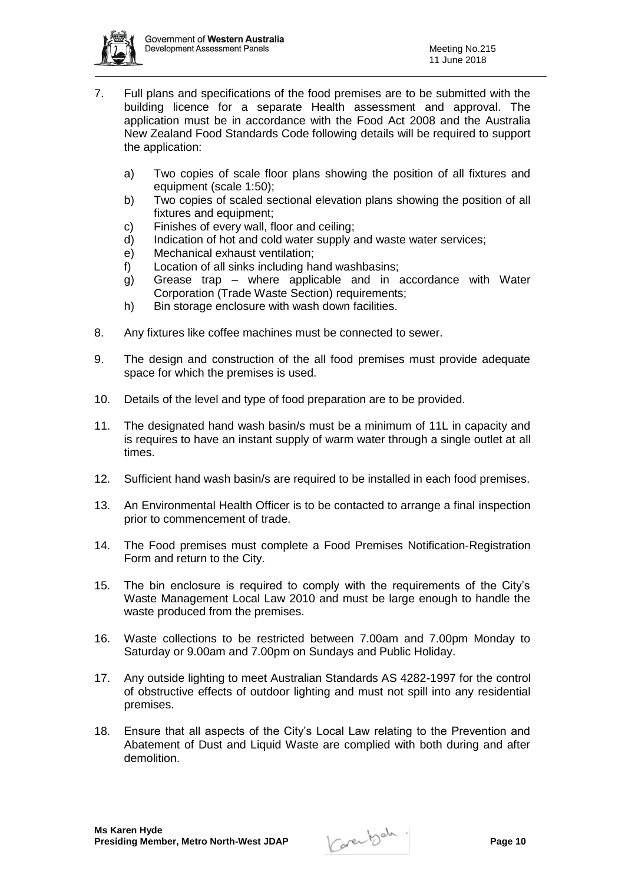7. Full plans and specifications of the food premises are to be submitted with the building licence for a separate Health assessment and approval. The application must be in accordance with the Food Act 2008 and the Australia New Zealand Food Standards Code following details will be required to support the application:

    a) Two copies of scale floor plans showing the position of all fixtures and equipment (scale 1:50);
    b) Two copies of scaled sectional elevation plans showing the position of all fixtures and equipment;
    c) Finishes of every wall, floor and ceiling;
    d) Indication of hot and cold water supply and waste water services;
    e) Mechanical exhaust ventilation;
    f) Location of all sinks including hand washbasins;
    g) Grease trap – where applicable and in accordance with Water Corporation (Trade Waste Section) requirements;
    h) Bin storage enclosure with wash down facilities.

8. Any fixtures like coffee machines must be connected to sewer.

9. The design and construction of the all food premises must provide adequate space for which the premises is used.

10. Details of the level and type of food preparation are to be provided.

11. The designated hand wash basin/s must be a minimum of 11L in capacity and is requires to have an instant supply of warm water through a single outlet at all times.

12. Sufficient hand wash basin/s are required to be installed in each food premises.

13. An Environmental Health Officer is to be contacted to arrange a final inspection prior to commencement of trade.

14. The Food premises must complete a Food Premises Notification-Registration Form and return to the City.

15. The bin enclosure is required to comply with the requirements of the City's Waste Management Local Law 2010 and must be large enough to handle the waste produced from the premises.

16. Waste collections to be restricted between 7.00am and 7.00pm Monday to Saturday or 9.00am and 7.00pm on Sundays and Public Holiday.

17. Any outside lighting to meet Australian Standards AS 4282-1997 for the control of obstructive effects of outdoor lighting and must not spill into any residential premises.

18. Ensure that all aspects of the City's Local Law relating to the Prevention and Abatement of Dust and Liquid Waste are complied with both during and after demolition.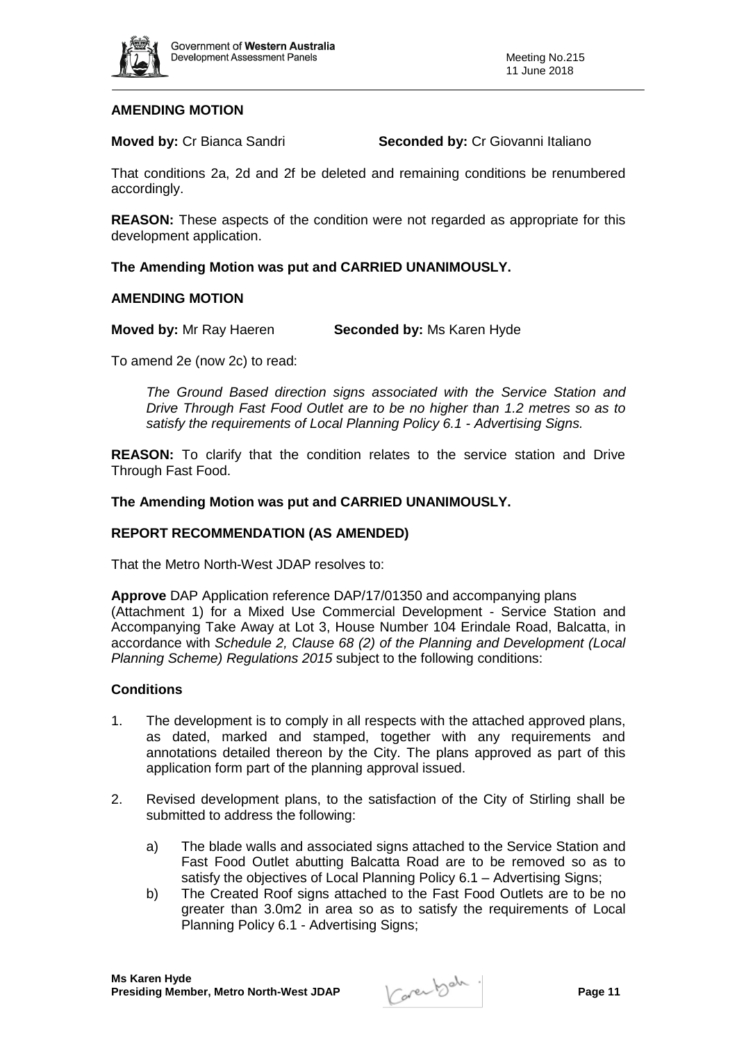**AMENDING MOTION**

**Moved by:** Cr Bianca Sandri **Seconded by:** Cr Giovanni Italiano

That conditions 2a, 2d and 2f be deleted and remaining conditions be renumbered accordingly.

**REASON:** These aspects of the condition were not regarded as appropriate for this development application.

**The Amending Motion was put and CARRIED UNANIMOUSLY.**

**AMENDING MOTION**

**Moved by:** Mr Ray Haeren **Seconded by:** Ms Karen Hyde

To amend 2e (now 2c) to read:

> *The Ground Based direction signs associated with the Service Station and Drive Through Fast Food Outlet are to be no higher than 1.2 metres so as to satisfy the requirements of Local Planning Policy 6.1 - Advertising Signs.*

**REASON:** To clarify that the condition relates to the service station and Drive Through Fast Food.

**The Amending Motion was put and CARRIED UNANIMOUSLY.**

**REPORT RECOMMENDATION (AS AMENDED)**

That the Metro North-West JDAP resolves to:

**Approve** DAP Application reference DAP/17/01350 and accompanying plans (Attachment 1) for a Mixed Use Commercial Development - Service Station and Accompanying Take Away at Lot 3, House Number 104 Erindale Road, Balcatta, in accordance with *Schedule 2, Clause 68 (2) of the Planning and Development (Local Planning Scheme) Regulations 2015* subject to the following conditions:

**Conditions**

1. The development is to comply in all respects with the attached approved plans, as dated, marked and stamped, together with any requirements and annotations detailed thereon by the City. The plans approved as part of this application form part of the planning approval issued.

2. Revised development plans, to the satisfaction of the City of Stirling shall be submitted to address the following:

    a) The blade walls and associated signs attached to the Service Station and Fast Food Outlet abutting Balcatta Road are to be removed so as to satisfy the objectives of Local Planning Policy 6.1 – Advertising Signs;

    b) The Created Roof signs attached to the Fast Food Outlets are to be no greater than 3.0m2 in area so as to satisfy the requirements of Local Planning Policy 6.1 - Advertising Signs;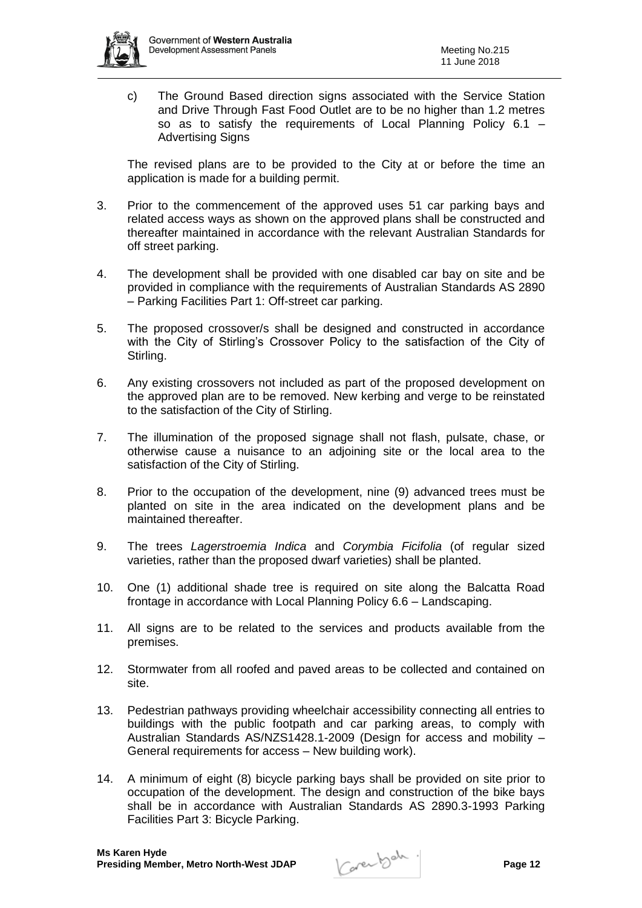c) The Ground Based direction signs associated with the Service Station and Drive Through Fast Food Outlet are to be no higher than 1.2 metres so as to satisfy the requirements of Local Planning Policy 6.1 – Advertising Signs

The revised plans are to be provided to the City at or before the time an application is made for a building permit.

3. Prior to the commencement of the approved uses 51 car parking bays and related access ways as shown on the approved plans shall be constructed and thereafter maintained in accordance with the relevant Australian Standards for off street parking.

4. The development shall be provided with one disabled car bay on site and be provided in compliance with the requirements of Australian Standards AS 2890 – Parking Facilities Part 1: Off-street car parking.

5. The proposed crossover/s shall be designed and constructed in accordance with the City of Stirling's Crossover Policy to the satisfaction of the City of Stirling.

6. Any existing crossovers not included as part of the proposed development on the approved plan are to be removed. New kerbing and verge to be reinstated to the satisfaction of the City of Stirling.

7. The illumination of the proposed signage shall not flash, pulsate, chase, or otherwise cause a nuisance to an adjoining site or the local area to the satisfaction of the City of Stirling.

8. Prior to the occupation of the development, nine (9) advanced trees must be planted on site in the area indicated on the development plans and be maintained thereafter.

9. The trees *Lagerstroemia Indica* and *Corymbia Ficifolia* (of regular sized varieties, rather than the proposed dwarf varieties) shall be planted.

10. One (1) additional shade tree is required on site along the Balcatta Road frontage in accordance with Local Planning Policy 6.6 – Landscaping.

11. All signs are to be related to the services and products available from the premises.

12. Stormwater from all roofed and paved areas to be collected and contained on site.

13. Pedestrian pathways providing wheelchair accessibility connecting all entries to buildings with the public footpath and car parking areas, to comply with Australian Standards AS/NZS1428.1-2009 (Design for access and mobility – General requirements for access – New building work).

14. A minimum of eight (8) bicycle parking bays shall be provided on site prior to occupation of the development. The design and construction of the bike bays shall be in accordance with Australian Standards AS 2890.3-1993 Parking Facilities Part 3: Bicycle Parking.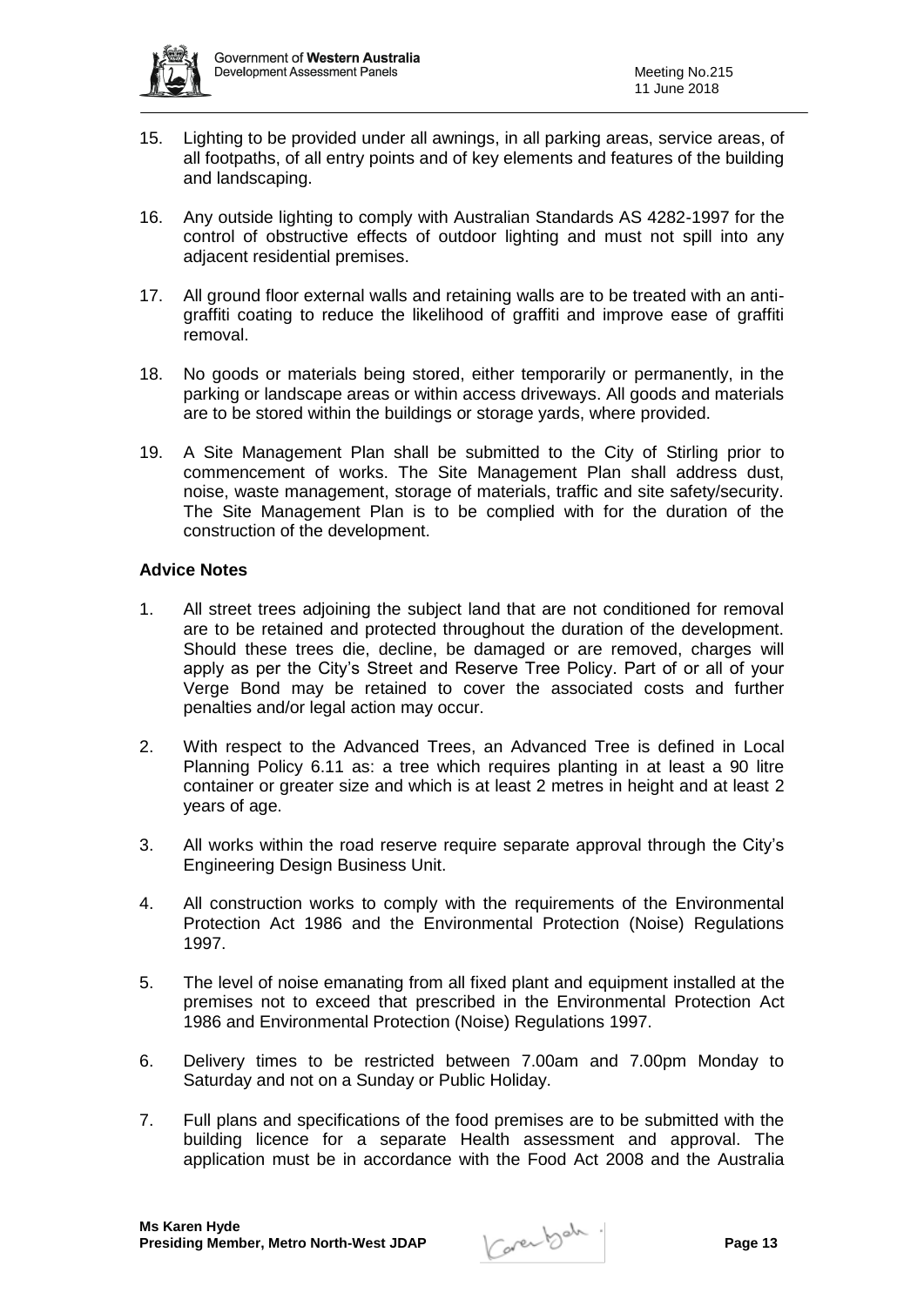15. Lighting to be provided under all awnings, in all parking areas, service areas, of all footpaths, of all entry points and of key elements and features of the building and landscaping.

16. Any outside lighting to comply with Australian Standards AS 4282-1997 for the control of obstructive effects of outdoor lighting and must not spill into any adjacent residential premises.

17. All ground floor external walls and retaining walls are to be treated with an anti-graffiti coating to reduce the likelihood of graffiti and improve ease of graffiti removal.

18. No goods or materials being stored, either temporarily or permanently, in the parking or landscape areas or within access driveways. All goods and materials are to be stored within the buildings or storage yards, where provided.

19. A Site Management Plan shall be submitted to the City of Stirling prior to commencement of works. The Site Management Plan shall address dust, noise, waste management, storage of materials, traffic and site safety/security. The Site Management Plan is to be complied with for the duration of the construction of the development.

**Advice Notes**

1. All street trees adjoining the subject land that are not conditioned for removal are to be retained and protected throughout the duration of the development. Should these trees die, decline, be damaged or are removed, charges will apply as per the City's Street and Reserve Tree Policy. Part of or all of your Verge Bond may be retained to cover the associated costs and further penalties and/or legal action may occur.

2. With respect to the Advanced Trees, an Advanced Tree is defined in Local Planning Policy 6.11 as: a tree which requires planting in at least a 90 litre container or greater size and which is at least 2 metres in height and at least 2 years of age.

3. All works within the road reserve require separate approval through the City's Engineering Design Business Unit.

4. All construction works to comply with the requirements of the Environmental Protection Act 1986 and the Environmental Protection (Noise) Regulations 1997.

5. The level of noise emanating from all fixed plant and equipment installed at the premises not to exceed that prescribed in the Environmental Protection Act 1986 and Environmental Protection (Noise) Regulations 1997.

6. Delivery times to be restricted between 7.00am and 7.00pm Monday to Saturday and not on a Sunday or Public Holiday.

7. Full plans and specifications of the food premises are to be submitted with the building licence for a separate Health assessment and approval. The application must be in accordance with the Food Act 2008 and the Australia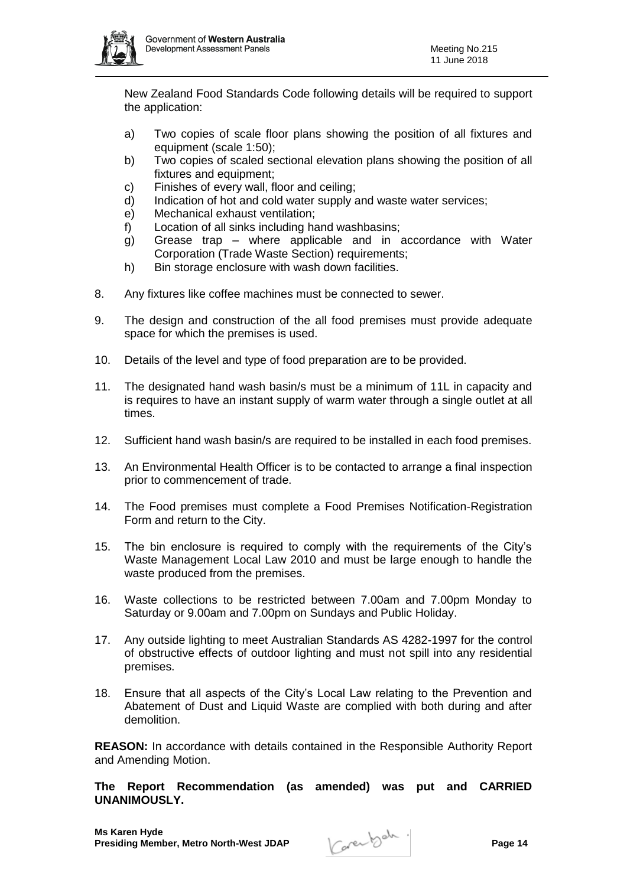New Zealand Food Standards Code following details will be required to support the application:

a) Two copies of scale floor plans showing the position of all fixtures and equipment (scale 1:50);
b) Two copies of scaled sectional elevation plans showing the position of all fixtures and equipment;
c) Finishes of every wall, floor and ceiling;
d) Indication of hot and cold water supply and waste water services;
e) Mechanical exhaust ventilation;
f) Location of all sinks including hand washbasins;
g) Grease trap – where applicable and in accordance with Water Corporation (Trade Waste Section) requirements;
h) Bin storage enclosure with wash down facilities.

8. Any fixtures like coffee machines must be connected to sewer.

9. The design and construction of the all food premises must provide adequate space for which the premises is used.

10. Details of the level and type of food preparation are to be provided.

11. The designated hand wash basin/s must be a minimum of 11L in capacity and is requires to have an instant supply of warm water through a single outlet at all times.

12. Sufficient hand wash basin/s are required to be installed in each food premises.

13. An Environmental Health Officer is to be contacted to arrange a final inspection prior to commencement of trade.

14. The Food premises must complete a Food Premises Notification-Registration Form and return to the City.

15. The bin enclosure is required to comply with the requirements of the City's Waste Management Local Law 2010 and must be large enough to handle the waste produced from the premises.

16. Waste collections to be restricted between 7.00am and 7.00pm Monday to Saturday or 9.00am and 7.00pm on Sundays and Public Holiday.

17. Any outside lighting to meet Australian Standards AS 4282-1997 for the control of obstructive effects of outdoor lighting and must not spill into any residential premises.

18. Ensure that all aspects of the City's Local Law relating to the Prevention and Abatement of Dust and Liquid Waste are complied with both during and after demolition.

**REASON:** In accordance with details contained in the Responsible Authority Report and Amending Motion.

**The Report Recommendation (as amended) was put and CARRIED UNANIMOUSLY.**

**Ms Karen Hyde**
**Presiding Member, Metro North-West JDAP**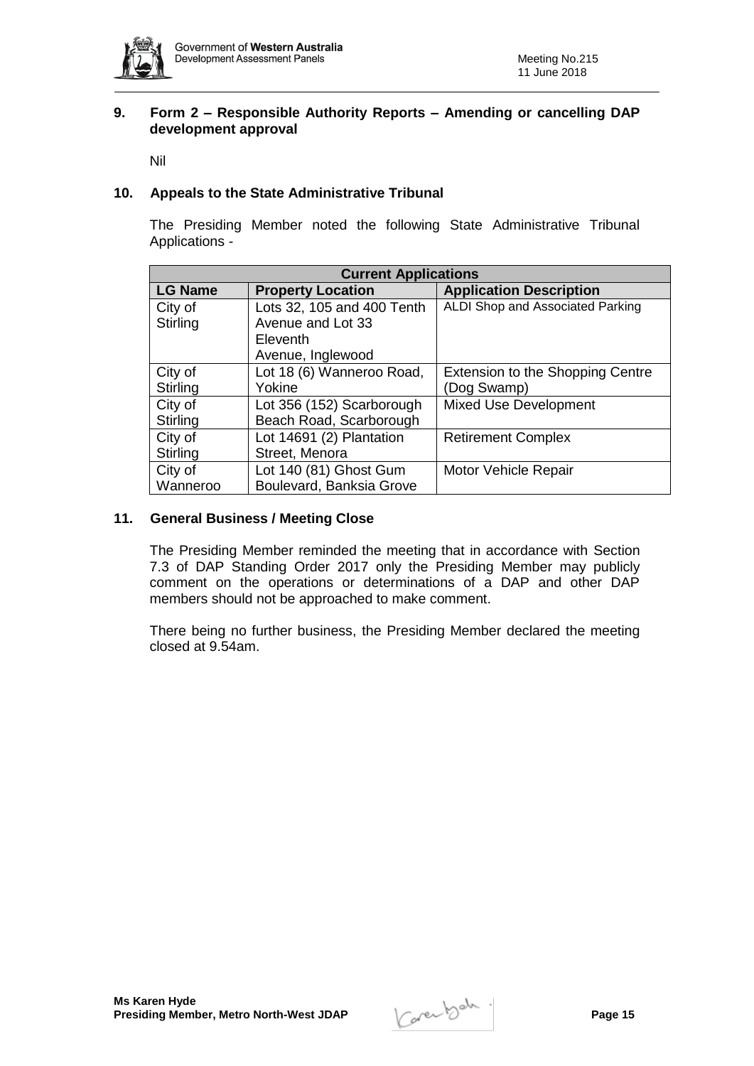## 9. Form 2 – Responsible Authority Reports – Amending or cancelling DAP development approval

Nil

## 10. Appeals to the State Administrative Tribunal

The Presiding Member noted the following State Administrative Tribunal Applications -

| Current Applications | | |
|---|---|---|
| **LG Name** | **Property Location** | **Application Description** |
| City of Stirling | Lots 32, 105 and 400 Tenth Avenue and Lot 33 Eleventh Avenue, Inglewood | ALDI Shop and Associated Parking |
| City of Stirling | Lot 18 (6) Wanneroo Road, Yokine | Extension to the Shopping Centre (Dog Swamp) |
| City of Stirling | Lot 356 (152) Scarborough Beach Road, Scarborough | Mixed Use Development |
| City of Stirling | Lot 14691 (2) Plantation Street, Menora | Retirement Complex |
| City of Wanneroo | Lot 140 (81) Ghost Gum Boulevard, Banksia Grove | Motor Vehicle Repair |

## 11. General Business / Meeting Close

The Presiding Member reminded the meeting that in accordance with Section 7.3 of DAP Standing Order 2017 only the Presiding Member may publicly comment on the operations or determinations of a DAP and other DAP members should not be approached to make comment.

There being no further business, the Presiding Member declared the meeting closed at 9.54am.